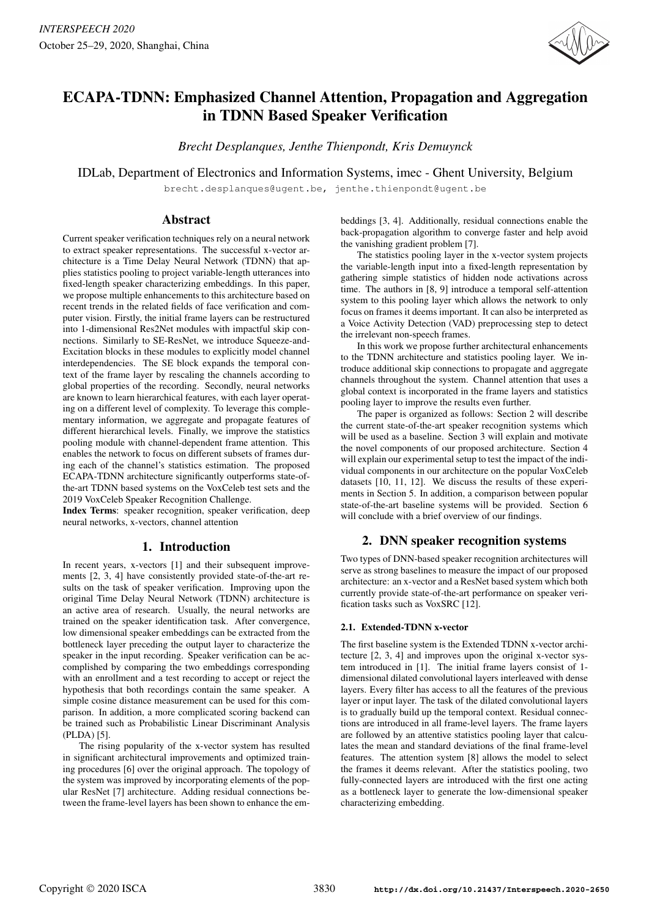# ECAPA-TDNN: Emphasized Channel Attention, Propagation and Aggregation in TDNN Based Speaker Verification

*Brecht Desplanques, Jenthe Thienpondt, Kris Demuynck*

IDLab, Department of Electronics and Information Systems, imec - Ghent University, Belgium

brecht.desplanques@ugent.be, jenthe.thienpondt@ugent.be

## Abstract

Current speaker verification techniques rely on a neural network to extract speaker representations. The successful x-vector architecture is a Time Delay Neural Network (TDNN) that applies statistics pooling to project variable-length utterances into fixed-length speaker characterizing embeddings. In this paper, we propose multiple enhancements to this architecture based on recent trends in the related fields of face verification and computer vision. Firstly, the initial frame layers can be restructured into 1-dimensional Res2Net modules with impactful skip connections. Similarly to SE-ResNet, we introduce Squeeze-and-Excitation blocks in these modules to explicitly model channel interdependencies. The SE block expands the temporal context of the frame layer by rescaling the channels according to global properties of the recording. Secondly, neural networks are known to learn hierarchical features, with each layer operating on a different level of complexity. To leverage this complementary information, we aggregate and propagate features of different hierarchical levels. Finally, we improve the statistics pooling module with channel-dependent frame attention. This enables the network to focus on different subsets of frames during each of the channel's statistics estimation. The proposed ECAPA-TDNN architecture significantly outperforms state-of-the-art TDNN based systems on the VoxCeleb test sets and the 2019 VoxCeleb Speaker Recognition Challenge.

**Index Terms**: speaker recognition, speaker verification, deep neural networks, x-vectors, channel attention

## 1. Introduction

In recent years, x-vectors [1] and their subsequent improvements [2, 3, 4] have consistently provided state-of-the-art results on the task of speaker verification. Improving upon the original Time Delay Neural Network (TDNN) architecture is an active area of research. Usually, the neural networks are trained on the speaker identification task. After convergence, low dimensional speaker embeddings can be extracted from the bottleneck layer preceding the output layer to characterize the speaker in the input recording. Speaker verification can be accomplished by comparing the two embeddings corresponding with an enrollment and a test recording to accept or reject the hypothesis that both recordings contain the same speaker. A simple cosine distance measurement can be used for this comparison. In addition, a more complicated scoring backend can be trained such as Probabilistic Linear Discriminant Analysis (PLDA) [5].

The rising popularity of the x-vector system has resulted in significant architectural improvements and optimized training procedures [6] over the original approach. The topology of the system was improved by incorporating elements of the popular ResNet [7] architecture. Adding residual connections between the frame-level layers has been shown to enhance the embeddings [3, 4]. Additionally, residual connections enable the back-propagation algorithm to converge faster and help avoid the vanishing gradient problem [7].

The statistics pooling layer in the x-vector system projects the variable-length input into a fixed-length representation by gathering simple statistics of hidden node activations across time. The authors in [8, 9] introduce a temporal self-attention system to this pooling layer which allows the network to only focus on frames it deems important. It can also be interpreted as a Voice Activity Detection (VAD) preprocessing step to detect the irrelevant non-speech frames.

In this work we propose further architectural enhancements to the TDNN architecture and statistics pooling layer. We introduce additional skip connections to propagate and aggregate channels throughout the system. Channel attention that uses a global context is incorporated in the frame layers and statistics pooling layer to improve the results even further.

The paper is organized as follows: Section 2 will describe the current state-of-the-art speaker recognition systems which will be used as a baseline. Section 3 will explain and motivate the novel components of our proposed architecture. Section 4 will explain our experimental setup to test the impact of the individual components in our architecture on the popular VoxCeleb datasets [10, 11, 12]. We discuss the results of these experiments in Section 5. In addition, a comparison between popular state-of-the-art baseline systems will be provided. Section 6 will conclude with a brief overview of our findings.

## 2. DNN speaker recognition systems

Two types of DNN-based speaker recognition architectures will serve as strong baselines to measure the impact of our proposed architecture: an x-vector and a ResNet based system which both currently provide state-of-the-art performance on speaker verification tasks such as VoxSRC [12].

### 2.1. Extended-TDNN x-vector

The first baseline system is the Extended TDNN x-vector architecture [2, 3, 4] and improves upon the original x-vector system introduced in [1]. The initial frame layers consist of 1-dimensional dilated convolutional layers interleaved with dense layers. Every filter has access to all the features of the previous layer or input layer. The task of the dilated convolutional layers is to gradually build up the temporal context. Residual connections are introduced in all frame-level layers. The frame layers are followed by an attentive statistics pooling layer that calculates the mean and standard deviations of the final frame-level features. The attention system [8] allows the model to select the frames it deems relevant. After the statistics pooling, two fully-connected layers are introduced with the first one acting as a bottleneck layer to generate the low-dimensional speaker characterizing embedding.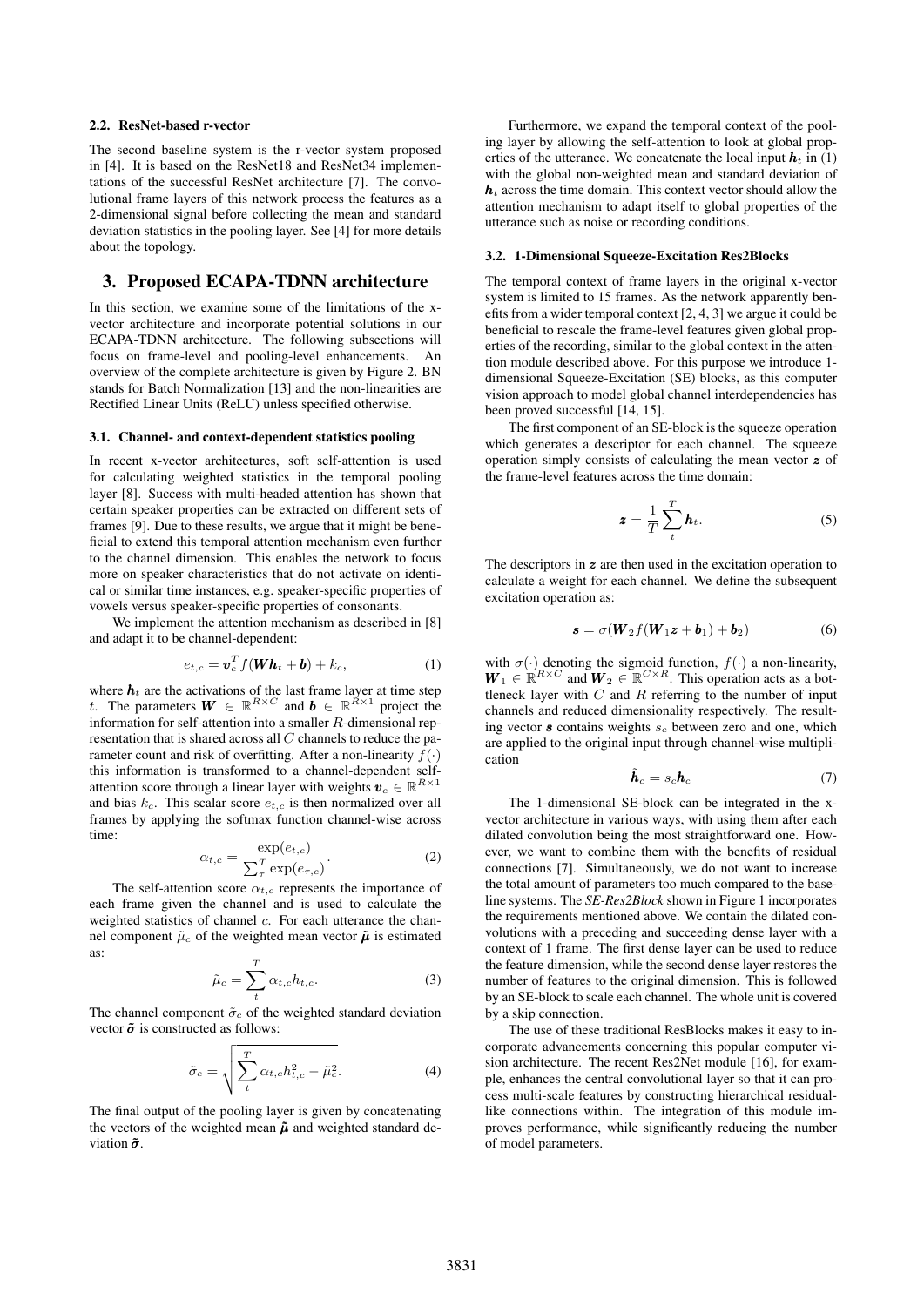### 2.2. ResNet-based r-vector

The second baseline system is the r-vector system proposed in [4]. It is based on the ResNet18 and ResNet34 implementations of the successful ResNet architecture [7]. The convolutional frame layers of this network process the features as a 2-dimensional signal before collecting the mean and standard deviation statistics in the pooling layer. See [4] for more details about the topology.

## 3. Proposed ECAPA-TDNN architecture

In this section, we examine some of the limitations of the x-vector architecture and incorporate potential solutions in our ECAPA-TDNN architecture. The following subsections will focus on frame-level and pooling-level enhancements. An overview of the complete architecture is given by Figure 2. BN stands for Batch Normalization [13] and the non-linearities are Rectified Linear Units (ReLU) unless specified otherwise.

### 3.1. Channel- and context-dependent statistics pooling

In recent x-vector architectures, soft self-attention is used for calculating weighted statistics in the temporal pooling layer [8]. Success with multi-headed attention has shown that certain speaker properties can be extracted on different sets of frames [9]. Due to these results, we argue that it might be beneficial to extend this temporal attention mechanism even further to the channel dimension. This enables the network to focus more on speaker characteristics that do not activate on identical or similar time instances, e.g. speaker-specific properties of vowels versus speaker-specific properties of consonants.

We implement the attention mechanism as described in [8] and adapt it to be channel-dependent:

$$e_{t,c} = \boldsymbol{v}_c^T f(\boldsymbol{W}\boldsymbol{h}_t + \boldsymbol{b}) + k_c, \tag{1}$$

where $\boldsymbol{h}_t$ are the activations of the last frame layer at time step $t$. The parameters $\boldsymbol{W} \in \mathbb{R}^{R \times C}$ and $\boldsymbol{b} \in \mathbb{R}^{R \times 1}$ project the information for self-attention into a smaller $R$-dimensional representation that is shared across all $C$ channels to reduce the parameter count and risk of overfitting. After a non-linearity $f(\cdot)$ this information is transformed to a channel-dependent self-attention score through a linear layer with weights $\boldsymbol{v}_c \in \mathbb{R}^{R \times 1}$ and bias $k_c$. This scalar score $e_{t,c}$ is then normalized over all frames by applying the softmax function channel-wise across time:

$$\alpha_{t,c} = \frac{\exp(e_{t,c})}{\sum_{\tau}^{T} \exp(e_{\tau,c})}. \tag{2}$$

The self-attention score $\alpha_{t,c}$ represents the importance of each frame given the channel and is used to calculate the weighted statistics of channel $c$. For each utterance the channel component $\tilde{\mu}_c$ of the weighted mean vector $\tilde{\boldsymbol{\mu}}$ is estimated as:

$$\tilde{\mu}_c = \sum_{t}^{T} \alpha_{t,c} h_{t,c}. \tag{3}$$

The channel component $\tilde{\sigma}_c$ of the weighted standard deviation vector $\tilde{\boldsymbol{\sigma}}$ is constructed as follows:

$$\tilde{\sigma}_c = \sqrt{\sum_{t}^{T} \alpha_{t,c} h_{t,c}^2 - \tilde{\mu}_c^2}. \tag{4}$$

The final output of the pooling layer is given by concatenating the vectors of the weighted mean $\tilde{\boldsymbol{\mu}}$ and weighted standard deviation $\tilde{\boldsymbol{\sigma}}$.

Furthermore, we expand the temporal context of the pooling layer by allowing the self-attention to look at global properties of the utterance. We concatenate the local input $\boldsymbol{h}_t$ in (1) with the global non-weighted mean and standard deviation of $\boldsymbol{h}_t$ across the time domain. This context vector should allow the attention mechanism to adapt itself to global properties of the utterance such as noise or recording conditions.

### 3.2. 1-Dimensional Squeeze-Excitation Res2Blocks

The temporal context of frame layers in the original x-vector system is limited to 15 frames. As the network apparently benefits from a wider temporal context [2, 4, 3] we argue it could be beneficial to rescale the frame-level features given global properties of the recording, similar to the global context in the attention module described above. For this purpose we introduce 1-dimensional Squeeze-Excitation (SE) blocks, as this computer vision approach to model global channel interdependencies has been proved successful [14, 15].

The first component of an SE-block is the squeeze operation which generates a descriptor for each channel. The squeeze operation simply consists of calculating the mean vector $\boldsymbol{z}$ of the frame-level features across the time domain:

$$\boldsymbol{z} = \frac{1}{T} \sum_{t}^{T} \boldsymbol{h}_t. \tag{5}$$

The descriptors in $\boldsymbol{z}$ are then used in the excitation operation to calculate a weight for each channel. We define the subsequent excitation operation as:

$$\boldsymbol{s} = \sigma(\boldsymbol{W}_2 f(\boldsymbol{W}_1 \boldsymbol{z} + \boldsymbol{b}_1) + \boldsymbol{b}_2) \tag{6}$$

with $\sigma(\cdot)$ denoting the sigmoid function, $f(\cdot)$ a non-linearity, $\boldsymbol{W}_1 \in \mathbb{R}^{R \times C}$ and $\boldsymbol{W}_2 \in \mathbb{R}^{C \times R}$. This operation acts as a bottleneck layer with $C$ and $R$ referring to the number of input channels and reduced dimensionality respectively. The resulting vector $\boldsymbol{s}$ contains weights $s_c$ between zero and one, which are applied to the original input through channel-wise multiplication

$$\tilde{\boldsymbol{h}}_c = s_c \boldsymbol{h}_c \tag{7}$$

The 1-dimensional SE-block can be integrated in the x-vector architecture in various ways, with using them after each dilated convolution being the most straightforward one. However, we want to combine them with the benefits of residual connections [7]. Simultaneously, we do not want to increase the total amount of parameters too much compared to the baseline systems. The *SE-Res2Block* shown in Figure 1 incorporates the requirements mentioned above. We contain the dilated convolutions with a preceding and succeeding dense layer with a context of 1 frame. The first dense layer can be used to reduce the feature dimension, while the second dense layer restores the number of features to the original dimension. This is followed by an SE-block to scale each channel. The whole unit is covered by a skip connection.

The use of these traditional ResBlocks makes it easy to incorporate advancements concerning this popular computer vision architecture. The recent Res2Net module [16], for example, enhances the central convolutional layer so that it can process multi-scale features by constructing hierarchical residual-like connections within. The integration of this module improves performance, while significantly reducing the number of model parameters.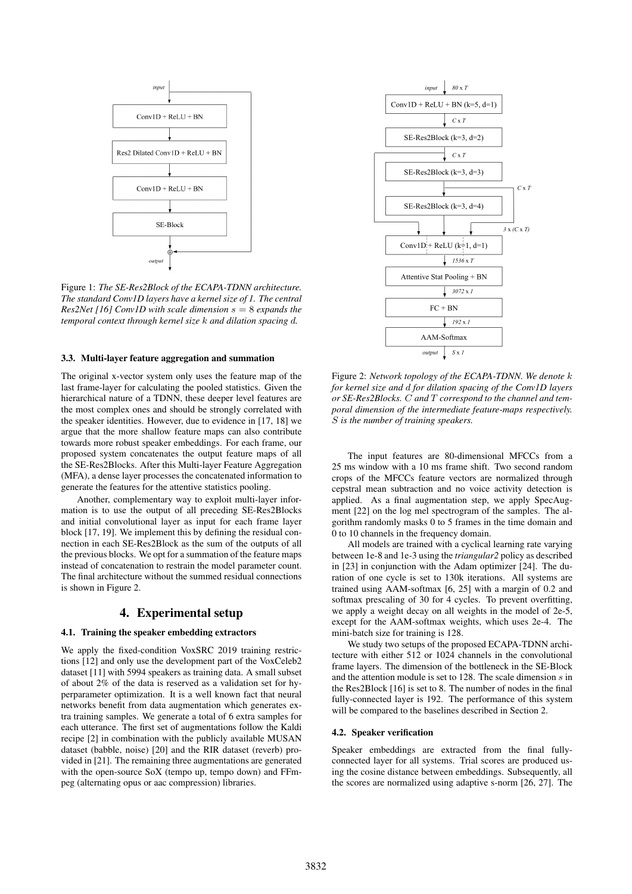Figure 1: *The SE-Res2Block of the ECAPA-TDNN architecture. The standard Conv1D layers have a kernel size of 1. The central Res2Net [16] Conv1D with scale dimension $s = 8$ expands the temporal context through kernel size $k$ and dilation spacing $d$.*

### 3.3. Multi-layer feature aggregation and summation

The original x-vector system only uses the feature map of the last frame-layer for calculating the pooled statistics. Given the hierarchical nature of a TDNN, these deeper level features are the most complex ones and should be strongly correlated with the speaker identities. However, due to evidence in [17, 18] we argue that the more shallow feature maps can also contribute towards more robust speaker embeddings. For each frame, our proposed system concatenates the output feature maps of all the SE-Res2Blocks. After this Multi-layer Feature Aggregation (MFA), a dense layer processes the concatenated information to generate the features for the attentive statistics pooling.

Another, complementary way to exploit multi-layer information is to use the output of all preceding SE-Res2Blocks and initial convolutional layer as input for each frame layer block [17, 19]. We implement this by defining the residual connection in each SE-Res2Block as the sum of the outputs of all the previous blocks. We opt for a summation of the feature maps instead of concatenation to restrain the model parameter count. The final architecture without the summed residual connections is shown in Figure 2.

Figure 2: *Network topology of the ECAPA-TDNN. We denote $k$ for kernel size and $d$ for dilation spacing of the Conv1D layers or SE-Res2Blocks. $C$ and $T$ correspond to the channel and temporal dimension of the intermediate feature-maps respectively. $S$ is the number of training speakers.*

## 4. Experimental setup

### 4.1. Training the speaker embedding extractors

We apply the fixed-condition VoxSRC 2019 training restrictions [12] and only use the development part of the VoxCeleb2 dataset [11] with 5994 speakers as training data. A small subset of about 2% of the data is reserved as a validation set for hyperparameter optimization. It is a well known fact that neural networks benefit from data augmentation which generates extra training samples. We generate a total of 6 extra samples for each utterance. The first set of augmentations follow the Kaldi recipe [2] in combination with the publicly available MUSAN dataset (babble, noise) [20] and the RIR dataset (reverb) provided in [21]. The remaining three augmentations are generated with the open-source SoX (tempo up, tempo down) and FFmpeg (alternating opus or aac compression) libraries.

The input features are 80-dimensional MFCCs from a 25 ms window with a 10 ms frame shift. Two second random crops of the MFCCs feature vectors are normalized through cepstral mean subtraction and no voice activity detection is applied. As a final augmentation step, we apply SpecAugment [22] on the log mel spectrogram of the samples. The algorithm randomly masks 0 to 5 frames in the time domain and 0 to 10 channels in the frequency domain.

All models are trained with a cyclical learning rate varying between 1e-8 and 1e-3 using the *triangular2* policy as described in [23] in conjunction with the Adam optimizer [24]. The duration of one cycle is set to 130k iterations. All systems are trained using AAM-softmax [6, 25] with a margin of 0.2 and softmax prescaling of 30 for 4 cycles. To prevent overfitting, we apply a weight decay on all weights in the model of 2e-5, except for the AAM-softmax weights, which uses 2e-4. The mini-batch size for training is 128.

We study two setups of the proposed ECAPA-TDNN architecture with either 512 or 1024 channels in the convolutional frame layers. The dimension of the bottleneck in the SE-Block and the attention module is set to 128. The scale dimension $s$ in the Res2Block [16] is set to 8. The number of nodes in the final fully-connected layer is 192. The performance of this system will be compared to the baselines described in Section 2.

### 4.2. Speaker verification

Speaker embeddings are extracted from the final fully-connected layer for all systems. Trial scores are produced using the cosine distance between embeddings. Subsequently, all the scores are normalized using adaptive s-norm [26, 27]. The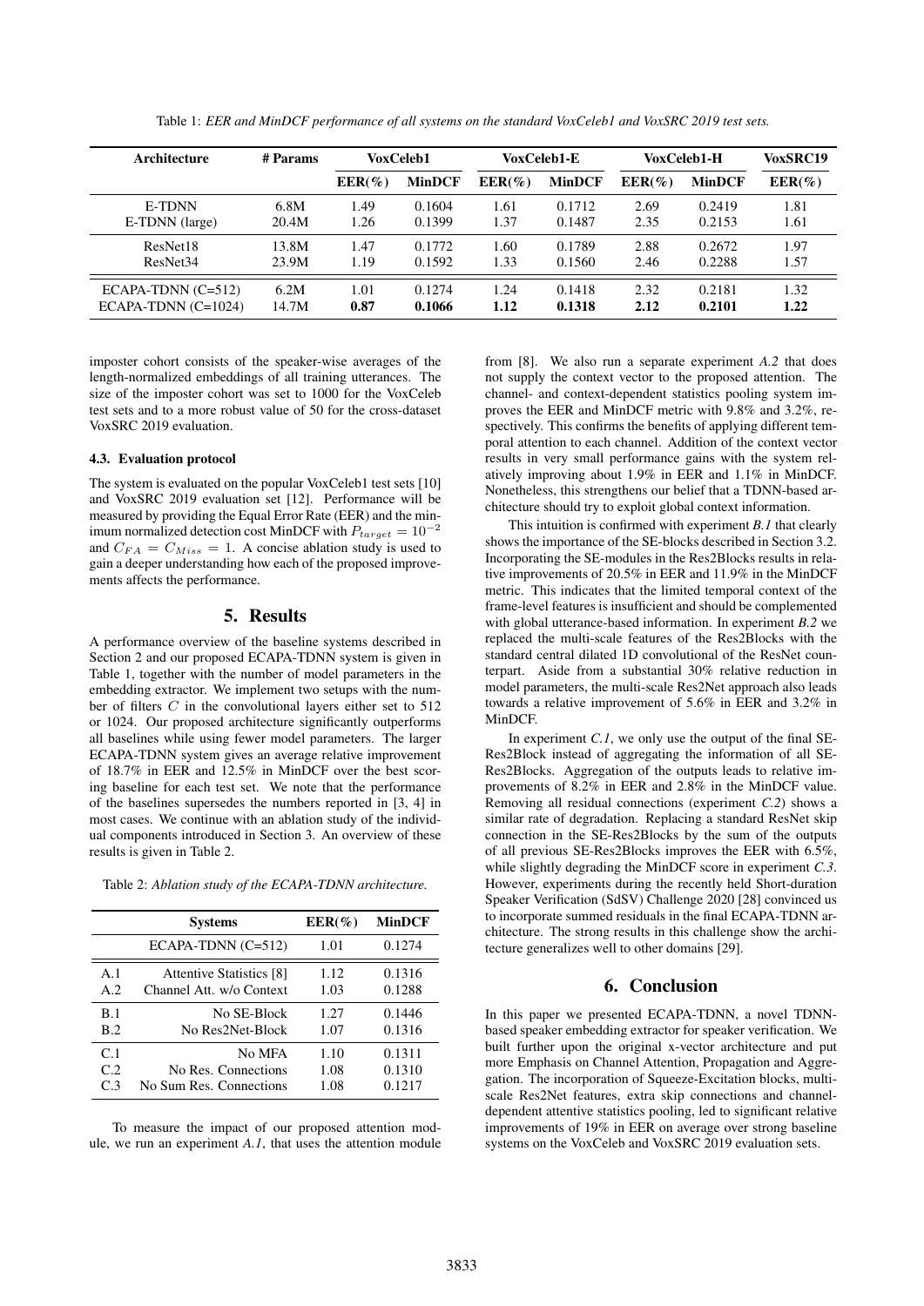Table 1: *EER and MinDCF performance of all systems on the standard VoxCeleb1 and VoxSRC 2019 test sets.*

| Architecture | # Params | VoxCeleb1 | | VoxCeleb1-E | | VoxCeleb1-H | | VoxSRC19 |
|---|---|---|---|---|---|---|---|---|
| | | EER(%) | MinDCF | EER(%) | MinDCF | EER(%) | MinDCF | EER(%) |
| E-TDNN | 6.8M | 1.49 | 0.1604 | 1.61 | 0.1712 | 2.69 | 0.2419 | 1.81 |
| E-TDNN (large) | 20.4M | 1.26 | 0.1399 | 1.37 | 0.1487 | 2.35 | 0.2153 | 1.61 |
| ResNet18 | 13.8M | 1.47 | 0.1772 | 1.60 | 0.1789 | 2.88 | 0.2672 | 1.97 |
| ResNet34 | 23.9M | 1.19 | 0.1592 | 1.33 | 0.1560 | 2.46 | 0.2288 | 1.57 |
| ECAPA-TDNN (C=512) | 6.2M | 1.01 | 0.1274 | 1.24 | 0.1418 | 2.32 | 0.2181 | 1.32 |
| ECAPA-TDNN (C=1024) | 14.7M | **0.87** | **0.1066** | **1.12** | **0.1318** | **2.12** | **0.2101** | **1.22** |

imposter cohort consists of the speaker-wise averages of the length-normalized embeddings of all training utterances. The size of the imposter cohort was set to 1000 for the VoxCeleb test sets and to a more robust value of 50 for the cross-dataset VoxSRC 2019 evaluation.

### 4.3. Evaluation protocol

The system is evaluated on the popular VoxCeleb1 test sets [10] and VoxSRC 2019 evaluation set [12]. Performance will be measured by providing the Equal Error Rate (EER) and the minimum normalized detection cost MinDCF with $P_{target} = 10^{-2}$ and $C_{FA} = C_{Miss} = 1$. A concise ablation study is used to gain a deeper understanding how each of the proposed improvements affects the performance.

## 5. Results

A performance overview of the baseline systems described in Section 2 and our proposed ECAPA-TDNN system is given in Table 1, together with the number of model parameters in the embedding extractor. We implement two setups with the number of filters $C$ in the convolutional layers either set to 512 or 1024. Our proposed architecture significantly outperforms all baselines while using fewer model parameters. The larger ECAPA-TDNN system gives an average relative improvement of 18.7% in EER and 12.5% in MinDCF over the best scoring baseline for each test set. We note that the performance of the baselines supersedes the numbers reported in [3, 4] in most cases. We continue with an ablation study of the individual components introduced in Section 3. An overview of these results is given in Table 2.

Table 2: *Ablation study of the ECAPA-TDNN architecture.*

| | Systems | EER(%) | MinDCF |
|---|---|---|---|
| | ECAPA-TDNN (C=512) | 1.01 | 0.1274 |
| A.1 | Attentive Statistics [8] | 1.12 | 0.1316 |
| A.2 | Channel Att. w/o Context | 1.03 | 0.1288 |
| B.1 | No SE-Block | 1.27 | 0.1446 |
| B.2 | No Res2Net-Block | 1.07 | 0.1316 |
| C.1 | No MFA | 1.10 | 0.1311 |
| C.2 | No Res. Connections | 1.08 | 0.1310 |
| C.3 | No Sum Res. Connections | 1.08 | 0.1217 |

To measure the impact of our proposed attention module, we run an experiment *A.1*, that uses the attention module from [8]. We also run a separate experiment *A.2* that does not supply the context vector to the proposed attention. The channel- and context-dependent statistics pooling system improves the EER and MinDCF metric with 9.8% and 3.2%, respectively. This confirms the benefits of applying different temporal attention to each channel. Addition of the context vector results in very small performance gains with the system relatively improving about 1.9% in EER and 1.1% in MinDCF. Nonetheless, this strengthens our belief that a TDNN-based architecture should try to exploit global context information.

This intuition is confirmed with experiment *B.1* that clearly shows the importance of the SE-blocks described in Section 3.2. Incorporating the SE-modules in the Res2Blocks results in relative improvements of 20.5% in EER and 11.9% in the MinDCF metric. This indicates that the limited temporal context of the frame-level features is insufficient and should be complemented with global utterance-based information. In experiment *B.2* we replaced the multi-scale features of the Res2Blocks with the standard central dilated 1D convolutional of the ResNet counterpart. Aside from a substantial 30% relative reduction in model parameters, the multi-scale Res2Net approach also leads towards a relative improvement of 5.6% in EER and 3.2% in MinDCF.

In experiment *C.1*, we only use the output of the final SE-Res2Block instead of aggregating the information of all SE-Res2Blocks. Aggregation of the outputs leads to relative improvements of 8.2% in EER and 2.8% in the MinDCF value. Removing all residual connections (experiment *C.2*) shows a similar rate of degradation. Replacing a standard ResNet skip connection in the SE-Res2Blocks by the sum of the outputs of all previous SE-Res2Blocks improves the EER with 6.5%, while slightly degrading the MinDCF score in experiment *C.3*. However, experiments during the recently held Short-duration Speaker Verification (SdSV) Challenge 2020 [28] convinced us to incorporate summed residuals in the final ECAPA-TDNN architecture. The strong results in this challenge show the architecture generalizes well to other domains [29].

## 6. Conclusion

In this paper we presented ECAPA-TDNN, a novel TDNN-based speaker embedding extractor for speaker verification. We built further upon the original x-vector architecture and put more Emphasis on Channel Attention, Propagation and Aggregation. The incorporation of Squeeze-Excitation blocks, multi-scale Res2Net features, extra skip connections and channel-dependent attentive statistics pooling, led to significant relative improvements of 19% in EER on average over strong baseline systems on the VoxCeleb and VoxSRC 2019 evaluation sets.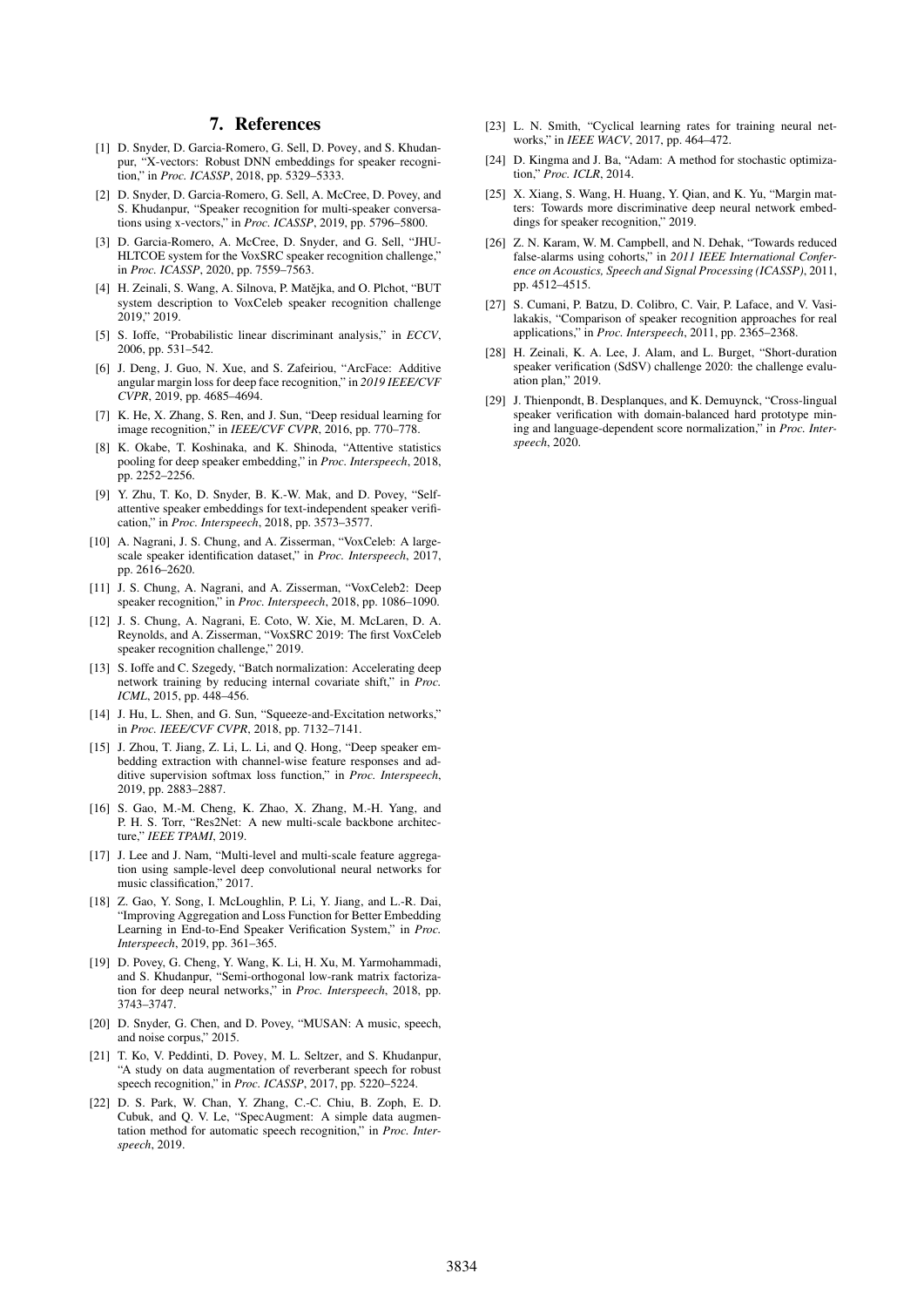## 7. References

[1] D. Snyder, D. Garcia-Romero, G. Sell, D. Povey, and S. Khudanpur, "X-vectors: Robust DNN embeddings for speaker recognition," in *Proc. ICASSP*, 2018, pp. 5329–5333.

[2] D. Snyder, D. Garcia-Romero, G. Sell, A. McCree, D. Povey, and S. Khudanpur, "Speaker recognition for multi-speaker conversations using x-vectors," in *Proc. ICASSP*, 2019, pp. 5796–5800.

[3] D. Garcia-Romero, A. McCree, D. Snyder, and G. Sell, "JHU-HLTCOE system for the VoxSRC speaker recognition challenge," in *Proc. ICASSP*, 2020, pp. 7559–7563.

[4] H. Zeinali, S. Wang, A. Silnova, P. Matějka, and O. Plchot, "BUT system description to VoxCeleb speaker recognition challenge 2019," 2019.

[5] S. Ioffe, "Probabilistic linear discriminant analysis," in *ECCV*, 2006, pp. 531–542.

[6] J. Deng, J. Guo, N. Xue, and S. Zafeiriou, "ArcFace: Additive angular margin loss for deep face recognition," in *2019 IEEE/CVF CVPR*, 2019, pp. 4685–4694.

[7] K. He, X. Zhang, S. Ren, and J. Sun, "Deep residual learning for image recognition," in *IEEE/CVF CVPR*, 2016, pp. 770–778.

[8] K. Okabe, T. Koshinaka, and K. Shinoda, "Attentive statistics pooling for deep speaker embedding," in *Proc. Interspeech*, 2018, pp. 2252–2256.

[9] Y. Zhu, T. Ko, D. Snyder, B. K.-W. Mak, and D. Povey, "Self-attentive speaker embeddings for text-independent speaker verification," in *Proc. Interspeech*, 2018, pp. 3573–3577.

[10] A. Nagrani, J. S. Chung, and A. Zisserman, "VoxCeleb: A large-scale speaker identification dataset," in *Proc. Interspeech*, 2017, pp. 2616–2620.

[11] J. S. Chung, A. Nagrani, and A. Zisserman, "VoxCeleb2: Deep speaker recognition," in *Proc. Interspeech*, 2018, pp. 1086–1090.

[12] J. S. Chung, A. Nagrani, E. Coto, W. Xie, M. McLaren, D. A. Reynolds, and A. Zisserman, "VoxSRC 2019: The first VoxCeleb speaker recognition challenge," 2019.

[13] S. Ioffe and C. Szegedy, "Batch normalization: Accelerating deep network training by reducing internal covariate shift," in *Proc. ICML*, 2015, pp. 448–456.

[14] J. Hu, L. Shen, and G. Sun, "Squeeze-and-Excitation networks," in *Proc. IEEE/CVF CVPR*, 2018, pp. 7132–7141.

[15] J. Zhou, T. Jiang, Z. Li, L. Li, and Q. Hong, "Deep speaker embedding extraction with channel-wise feature responses and additive supervision softmax loss function," in *Proc. Interspeech*, 2019, pp. 2883–2887.

[16] S. Gao, M.-M. Cheng, K. Zhao, X. Zhang, M.-H. Yang, and P. H. S. Torr, "Res2Net: A new multi-scale backbone architecture," *IEEE TPAMI*, 2019.

[17] J. Lee and J. Nam, "Multi-level and multi-scale feature aggregation using sample-level deep convolutional neural networks for music classification," 2017.

[18] Z. Gao, Y. Song, I. McLoughlin, P. Li, Y. Jiang, and L.-R. Dai, "Improving Aggregation and Loss Function for Better Embedding Learning in End-to-End Speaker Verification System," in *Proc. Interspeech*, 2019, pp. 361–365.

[19] D. Povey, G. Cheng, Y. Wang, K. Li, H. Xu, M. Yarmohammadi, and S. Khudanpur, "Semi-orthogonal low-rank matrix factorization for deep neural networks," in *Proc. Interspeech*, 2018, pp. 3743–3747.

[20] D. Snyder, G. Chen, and D. Povey, "MUSAN: A music, speech, and noise corpus," 2015.

[21] T. Ko, V. Peddinti, D. Povey, M. L. Seltzer, and S. Khudanpur, "A study on data augmentation of reverberant speech for robust speech recognition," in *Proc. ICASSP*, 2017, pp. 5220–5224.

[22] D. S. Park, W. Chan, Y. Zhang, C.-C. Chiu, B. Zoph, E. D. Cubuk, and Q. V. Le, "SpecAugment: A simple data augmentation method for automatic speech recognition," in *Proc. Interspeech*, 2019.

[23] L. N. Smith, "Cyclical learning rates for training neural networks," in *IEEE WACV*, 2017, pp. 464–472.

[24] D. Kingma and J. Ba, "Adam: A method for stochastic optimization," *Proc. ICLR*, 2014.

[25] X. Xiang, S. Wang, H. Huang, Y. Qian, and K. Yu, "Margin matters: Towards more discriminative deep neural network embeddings for speaker recognition," 2019.

[26] Z. N. Karam, W. M. Campbell, and N. Dehak, "Towards reduced false-alarms using cohorts," in *2011 IEEE International Conference on Acoustics, Speech and Signal Processing (ICASSP)*, 2011, pp. 4512–4515.

[27] S. Cumani, P. Batzu, D. Colibro, C. Vair, P. Laface, and V. Vasilakakis, "Comparison of speaker recognition approaches for real applications," in *Proc. Interspeech*, 2011, pp. 2365–2368.

[28] H. Zeinali, K. A. Lee, J. Alam, and L. Burget, "Short-duration speaker verification (SdSV) challenge 2020: the challenge evaluation plan," 2019.

[29] J. Thienpondt, B. Desplanques, and K. Demuynck, "Cross-lingual speaker verification with domain-balanced hard prototype mining and language-dependent score normalization," in *Proc. Interspeech*, 2020.